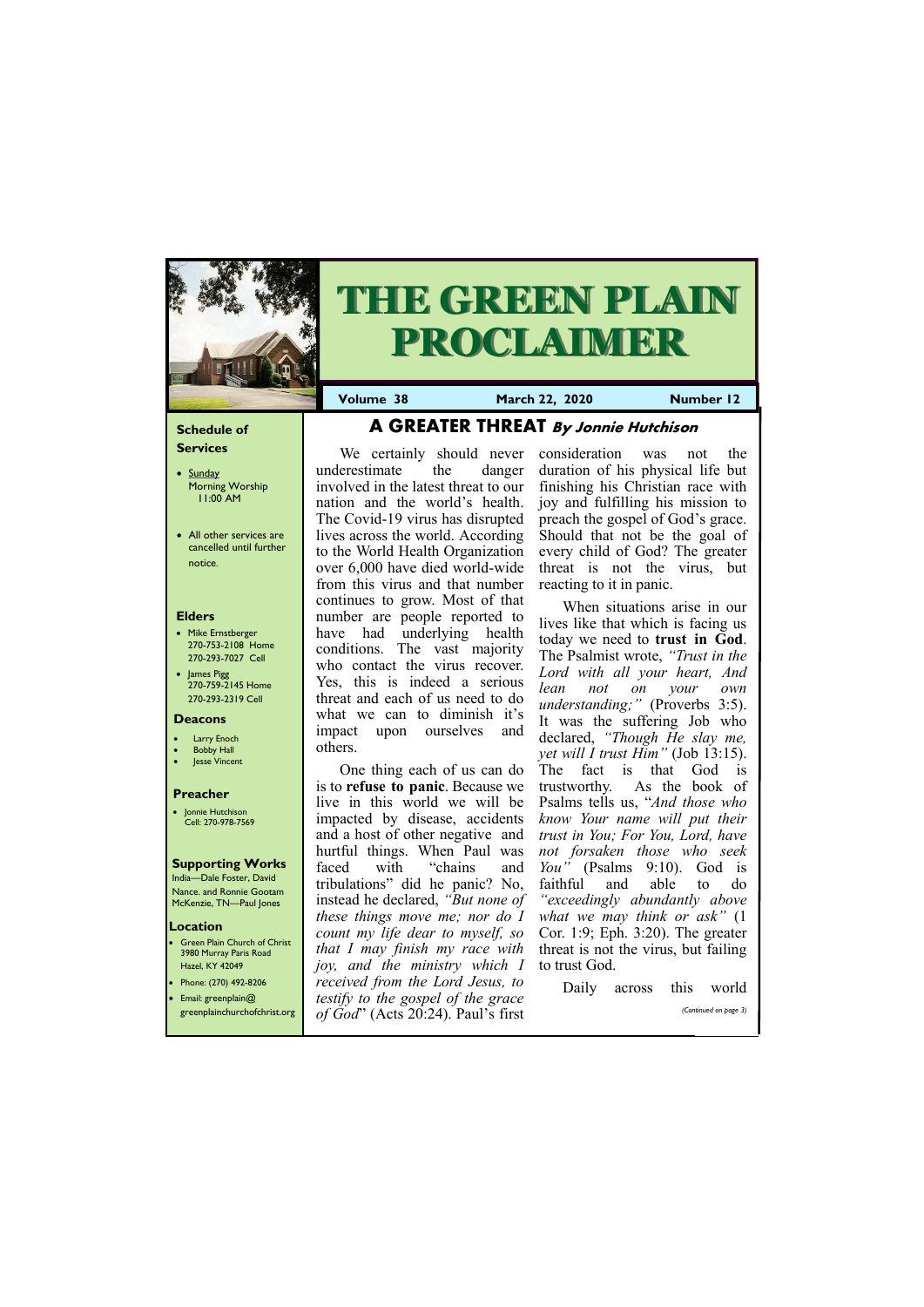# THE GREEN PLAIN PROCLAIMER

**Volume 38** | **March 22, 2020** | **Number 12**

### Schedule of Services

- Sunday
  Morning Worship
  11:00 AM
- All other services are cancelled until further notice.

### Elders

- Mike Ernstberger
  270-753-2108 Home
  270-293-7027 Cell
- James Pigg
  270-759-2145 Home
  270-293-2319 Cell

### Deacons

- Larry Enoch
- Bobby Hall
- Jesse Vincent

### Preacher

- Jonnie Hutchison
  Cell: 270-978-7569

### Supporting Works

India—Dale Foster, David Nance. and Ronnie Gootam
McKenzie, TN—Paul Jones

### Location

- Green Plain Church of Christ
  3980 Murray Paris Road
  Hazel, KY 42049
- Phone: (270) 492-8206
- Email: greenplain@greenplainchurchofchrist.org

## A GREATER THREAT *By Jonnie Hutchison*

We certainly should never underestimate the danger involved in the latest threat to our nation and the world's health. The Covid-19 virus has disrupted lives across the world. According to the World Health Organization over 6,000 have died world-wide from this virus and that number continues to grow. Most of that number are people reported to have had underlying health conditions. The vast majority who contact the virus recover. Yes, this is indeed a serious threat and each of us need to do what we can to diminish it's impact upon ourselves and others.

One thing each of us can do is to **refuse to panic**. Because we live in this world we will be impacted by disease, accidents and a host of other negative and hurtful things. When Paul was faced with "chains and tribulations" did he panic? No, instead he declared, *"But none of these things move me; nor do I count my life dear to myself, so that I may finish my race with joy, and the ministry which I received from the Lord Jesus, to testify to the gospel of the grace of God*" (Acts 20:24). Paul's first consideration was not the duration of his physical life but finishing his Christian race with joy and fulfilling his mission to preach the gospel of God's grace. Should that not be the goal of every child of God? The greater threat is not the virus, but reacting to it in panic.

When situations arise in our lives like that which is facing us today we need to **trust in God**. The Psalmist wrote, *"Trust in the Lord with all your heart, And lean not on your own understanding;"* (Proverbs 3:5). It was the suffering Job who declared, *"Though He slay me, yet will I trust Him"* (Job 13:15). The fact is that God is trustworthy. As the book of Psalms tells us, "*And those who know Your name will put their trust in You; For You, Lord, have not forsaken those who seek You"* (Psalms 9:10). God is faithful and able to do *"exceedingly abundantly above what we may think or ask"* (1 Cor. 1:9; Eph. 3:20). The greater threat is not the virus, but failing to trust God.

Daily across this world

*(Continued on page 3)*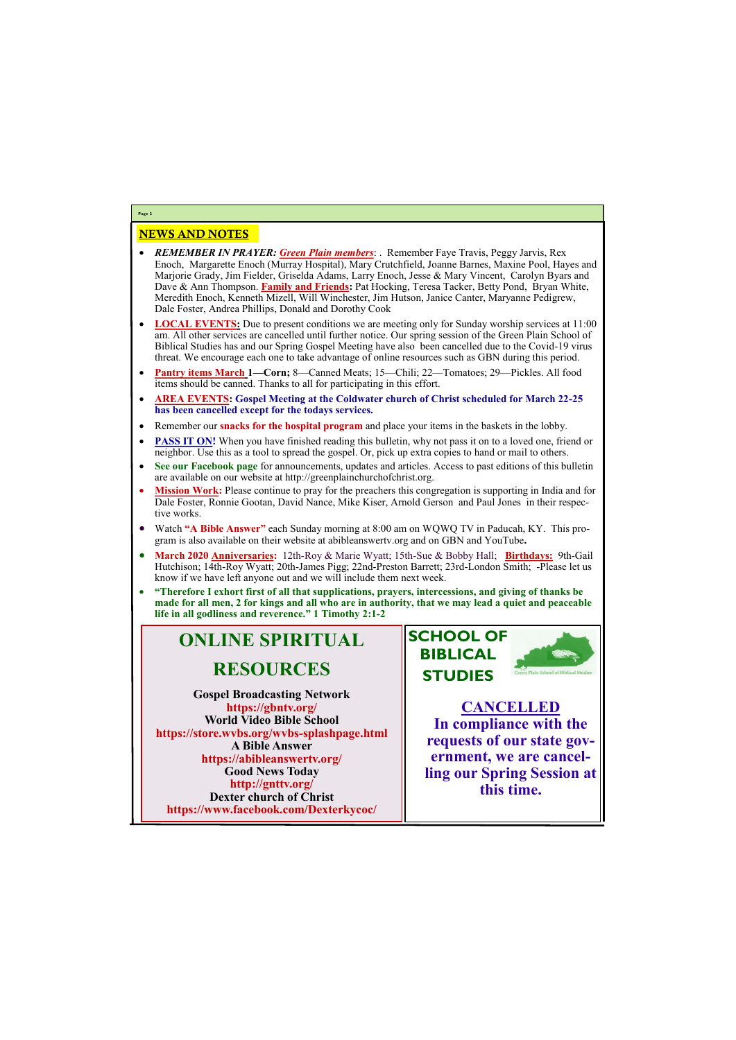## NEWS AND NOTES

- ***REMEMBER IN PRAYER: Green Plain members***: . Remember Faye Travis, Peggy Jarvis, Rex Enoch, Margarette Enoch (Murray Hospital), Mary Crutchfield, Joanne Barnes, Maxine Pool, Hayes and Marjorie Grady, Jim Fielder, Griselda Adams, Larry Enoch, Jesse & Mary Vincent, Carolyn Byars and Dave & Ann Thompson. **Family and Friends:** Pat Hocking, Teresa Tacker, Betty Pond, Bryan White, Meredith Enoch, Kenneth Mizell, Will Winchester, Jim Hutson, Janice Canter, Maryanne Pedigrew, Dale Foster, Andrea Phillips, Donald and Dorothy Cook
- **LOCAL EVENTS:** Due to present conditions we are meeting only for Sunday worship services at 11:00 am. All other services are cancelled until further notice. Our spring session of the Green Plain School of Biblical Studies has and our Spring Gospel Meeting have also been cancelled due to the Covid-19 virus threat. We encourage each one to take advantage of online resources such as GBN during this period.
- **Pantry items March 1—Corn;** 8—Canned Meats; 15—Chili; 22—Tomatoes; 29—Pickles. All food items should be canned. Thanks to all for participating in this effort.
- **AREA EVENTS: Gospel Meeting at the Coldwater church of Christ scheduled for March 22-25 has been cancelled except for the todays services.**
- Remember our **snacks for the hospital program** and place your items in the baskets in the lobby.
- **PASS IT ON!** When you have finished reading this bulletin, why not pass it on to a loved one, friend or neighbor. Use this as a tool to spread the gospel. Or, pick up extra copies to hand or mail to others.
- **See our Facebook page** for announcements, updates and articles. Access to past editions of this bulletin are available on our website at http://greenplainchurchofchrist.org.
- **Mission Work:** Please continue to pray for the preachers this congregation is supporting in India and for Dale Foster, Ronnie Gootan, David Nance, Mike Kiser, Arnold Gerson and Paul Jones in their respective works.
- Watch **"A Bible Answer"** each Sunday morning at 8:00 am on WQWQ TV in Paducah, KY. This program is also available on their website at abibleanswertv.org and on GBN and YouTube**.**
- **March 2020 Anniversaries:** 12th-Roy & Marie Wyatt; 15th-Sue & Bobby Hall; **Birthdays:** 9th-Gail Hutchison; 14th-Roy Wyatt; 20th-James Pigg; 22nd-Preston Barrett; 23rd-London Smith; -Please let us know if we have left anyone out and we will include them next week.
- **"Therefore I exhort first of all that supplications, prayers, intercessions, and giving of thanks be made for all men, 2 for kings and all who are in authority, that we may lead a quiet and peaceable life in all godliness and reverence." 1 Timothy 2:1-2**

## ONLINE SPIRITUAL RESOURCES

**Gospel Broadcasting Network**
**https://gbntv.org/**
**World Video Bible School**
**https://store.wvbs.org/wvbs-splashpage.html**
**A Bible Answer**
**https://abibleanswertv.org/**
**Good News Today**
**http://gnttv.org/**
**Dexter church of Christ**
**https://www.facebook.com/Dexterkycoc/**

## SCHOOL OF BIBLICAL STUDIES

Green Plain School of Biblical Studies

**CANCELLED**
**In compliance with the requests of our state government, we are cancelling our Spring Session at this time.**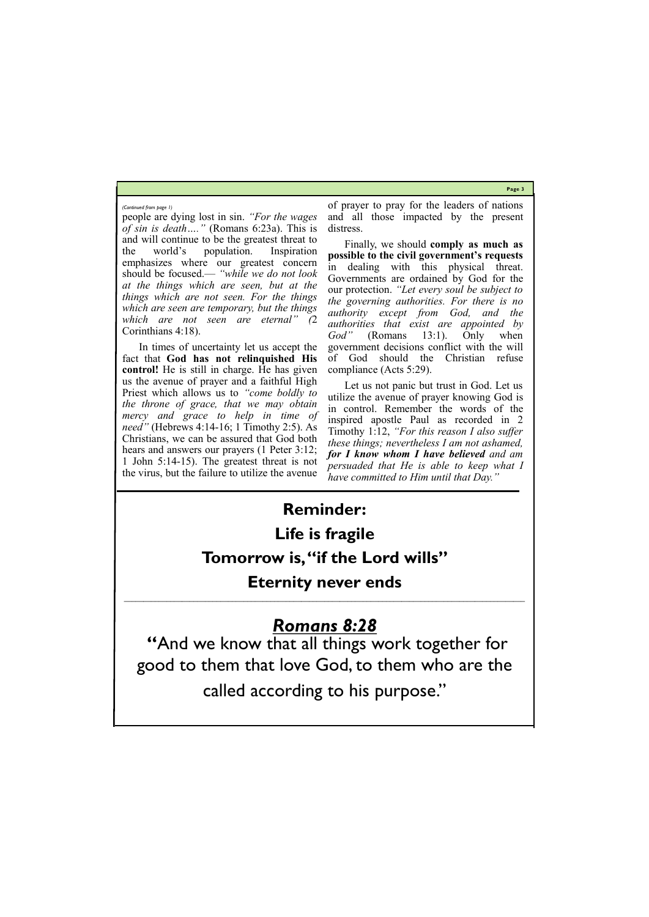*(Continued from page 1)*

people are dying lost in sin. *"For the wages of sin is death…."* (Romans 6:23a). This is and will continue to be the greatest threat to the world's population. Inspiration emphasizes where our greatest concern should be focused.— *"while we do not look at the things which are seen, but at the things which are not seen. For the things which are seen are temporary, but the things which are not seen are eternal" (*2 Corinthians 4:18).

In times of uncertainty let us accept the fact that **God has not relinquished His control!** He is still in charge. He has given us the avenue of prayer and a faithful High Priest which allows us to *"come boldly to the throne of grace, that we may obtain mercy and grace to help in time of need"* (Hebrews 4:14-16; 1 Timothy 2:5). As Christians, we can be assured that God both hears and answers our prayers (1 Peter 3:12; 1 John 5:14-15). The greatest threat is not the virus, but the failure to utilize the avenue of prayer to pray for the leaders of nations and all those impacted by the present distress.

Finally, we should **comply as much as possible to the civil government's requests** in dealing with this physical threat. Governments are ordained by God for the our protection. *"Let every soul be subject to the governing authorities. For there is no authority except from God, and the authorities that exist are appointed by God"* (Romans 13:1). Only when government decisions conflict with the will of God should the Christian refuse compliance (Acts 5:29).

Let us not panic but trust in God. Let us utilize the avenue of prayer knowing God is in control. Remember the words of the inspired apostle Paul as recorded in 2 Timothy 1:12, *"For this reason I also suffer these things; nevertheless I am not ashamed, **for I know whom I have believed** and am persuaded that He is able to keep what I have committed to Him until that Day."*

## Reminder:

## Life is fragile

## Tomorrow is, "if the Lord wills"

## Eternity never ends

---

## *Romans 8:28*

**"**And we know that all things work together for good to them that love God, to them who are the called according to his purpose."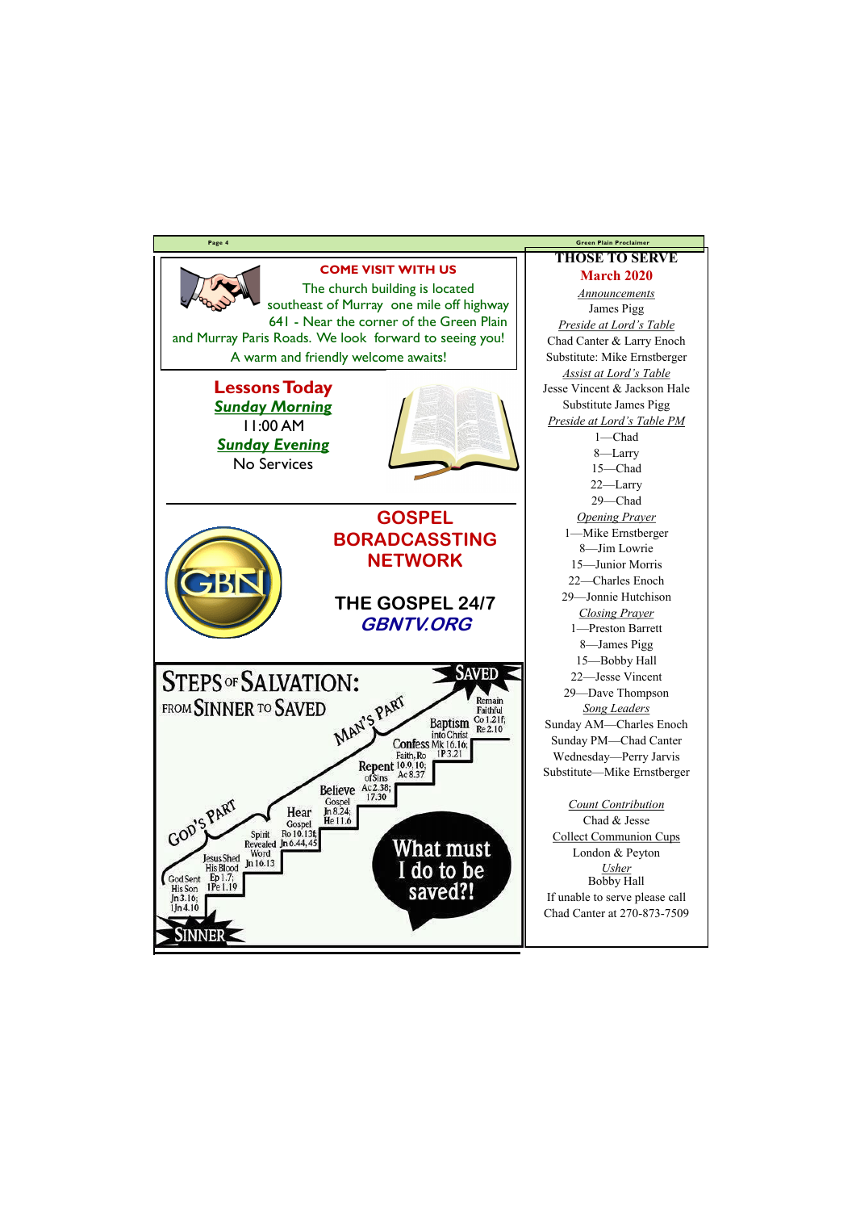## COME VISIT WITH US

The church building is located southeast of Murray one mile off highway 641 - Near the corner of the Green Plain and Murray Paris Roads. We look forward to seeing you! A warm and friendly welcome awaits!

## Lessons Today

***Sunday Morning***

11:00 AM

***Sunday Evening***

No Services

## GOSPEL BORADCASSTING NETWORK

**THE GOSPEL 24/7**

***GBNTV.ORG***

## STEPS OF SALVATION: FROM SINNER TO SAVED

SAVED

MAN'S PART

Remain Faithful Co 1.21f; Re 2.10

Baptism into Christ

Confess Faith, Ro Mk 16.16; 1P 3.21

Repent of Sins 10.9, 10; Ac 8.37

Believe Gospel Ac 2.38; 17.30

Hear Gospel Jn 8.24; He 11.6

GOD'S PART

Spirit Revealed Word Ro 10.13f; Jn 6.44, 45

Jesus Shed His Blood Jn 16.13

God Sent His Son Ep 1.7; 1Pe 1.19 Jn 3.16; 1Jn 4.10

SINNER

What must I do to be saved?!

## THOSE TO SERVE

**March 2020**

*Announcements*
James Pigg

*Preside at Lord's Table*
Chad Canter & Larry Enoch
Substitute: Mike Ernstberger

*Assist at Lord's Table*
Jesse Vincent & Jackson Hale
Substitute James Pigg

*Preside at Lord's Table PM*
1—Chad
8—Larry
15—Chad
22—Larry
29—Chad

*Opening Prayer*
1—Mike Ernstberger
8—Jim Lowrie
15—Junior Morris
22—Charles Enoch
29—Jonnie Hutchison

*Closing Prayer*
1—Preston Barrett
8—James Pigg
15—Bobby Hall
22—Jesse Vincent
29—Dave Thompson

*Song Leaders*
Sunday AM—Charles Enoch
Sunday PM—Chad Canter
Wednesday—Perry Jarvis
Substitute—Mike Ernstberger

*Count Contribution*
Chad & Jesse

Collect Communion Cups
London & Peyton

*Usher*
Bobby Hall

If unable to serve please call Chad Canter at 270-873-7509